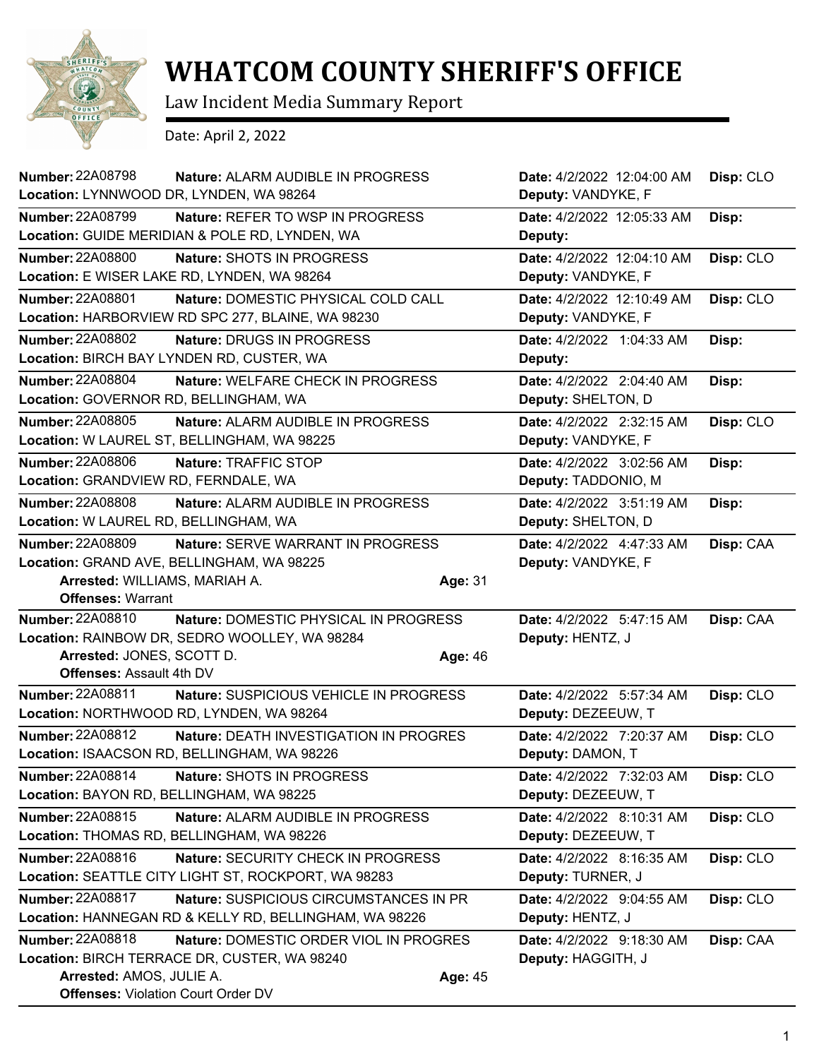# WHATCOM COUNTY SHERIFF'S OFFICE

Law Incident Media Summary Report

Date: April 2, 2022

**Number:** 22A08798 **Nature:** ALARM AUDIBLE IN PROGRESS **Date:** 4/2/2022 12:04:00 AM **Disp:** CLO
**Location:** LYNNWOOD DR, LYNDEN, WA 98264 **Deputy:** VANDYKE, F

---

**Number:** 22A08799 **Nature:** REFER TO WSP IN PROGRESS **Date:** 4/2/2022 12:05:33 AM **Disp:**
**Location:** GUIDE MERIDIAN & POLE RD, LYNDEN, WA **Deputy:**

---

**Number:** 22A08800 **Nature:** SHOTS IN PROGRESS **Date:** 4/2/2022 12:04:10 AM **Disp:** CLO
**Location:** E WISER LAKE RD, LYNDEN, WA 98264 **Deputy:** VANDYKE, F

---

**Number:** 22A08801 **Nature:** DOMESTIC PHYSICAL COLD CALL **Date:** 4/2/2022 12:10:49 AM **Disp:** CLO
**Location:** HARBORVIEW RD SPC 277, BLAINE, WA 98230 **Deputy:** VANDYKE, F

---

**Number:** 22A08802 **Nature:** DRUGS IN PROGRESS **Date:** 4/2/2022 1:04:33 AM **Disp:**
**Location:** BIRCH BAY LYNDEN RD, CUSTER, WA **Deputy:**

---

**Number:** 22A08804 **Nature:** WELFARE CHECK IN PROGRESS **Date:** 4/2/2022 2:04:40 AM **Disp:**
**Location:** GOVERNOR RD, BELLINGHAM, WA **Deputy:** SHELTON, D

---

**Number:** 22A08805 **Nature:** ALARM AUDIBLE IN PROGRESS **Date:** 4/2/2022 2:32:15 AM **Disp:** CLO
**Location:** W LAUREL ST, BELLINGHAM, WA 98225 **Deputy:** VANDYKE, F

---

**Number:** 22A08806 **Nature:** TRAFFIC STOP **Date:** 4/2/2022 3:02:56 AM **Disp:**
**Location:** GRANDVIEW RD, FERNDALE, WA **Deputy:** TADDONIO, M

---

**Number:** 22A08808 **Nature:** ALARM AUDIBLE IN PROGRESS **Date:** 4/2/2022 3:51:19 AM **Disp:**
**Location:** W LAUREL RD, BELLINGHAM, WA **Deputy:** SHELTON, D

---

**Number:** 22A08809 **Nature:** SERVE WARRANT IN PROGRESS **Date:** 4/2/2022 4:47:33 AM **Disp:** CAA
**Location:** GRAND AVE, BELLINGHAM, WA 98225 **Deputy:** VANDYKE, F
**Arrested:** WILLIAMS, MARIAH A. **Age:** 31
**Offenses:** Warrant

---

**Number:** 22A08810 **Nature:** DOMESTIC PHYSICAL IN PROGRESS **Date:** 4/2/2022 5:47:15 AM **Disp:** CAA
**Location:** RAINBOW DR, SEDRO WOOLLEY, WA 98284 **Deputy:** HENTZ, J
**Arrested:** JONES, SCOTT D. **Age:** 46
**Offenses:** Assault 4th DV

---

**Number:** 22A08811 **Nature:** SUSPICIOUS VEHICLE IN PROGRESS **Date:** 4/2/2022 5:57:34 AM **Disp:** CLO
**Location:** NORTHWOOD RD, LYNDEN, WA 98264 **Deputy:** DEZEEUW, T

---

**Number:** 22A08812 **Nature:** DEATH INVESTIGATION IN PROGRES **Date:** 4/2/2022 7:20:37 AM **Disp:** CLO
**Location:** ISAACSON RD, BELLINGHAM, WA 98226 **Deputy:** DAMON, T

---

**Number:** 22A08814 **Nature:** SHOTS IN PROGRESS **Date:** 4/2/2022 7:32:03 AM **Disp:** CLO
**Location:** BAYON RD, BELLINGHAM, WA 98225 **Deputy:** DEZEEUW, T

---

**Number:** 22A08815 **Nature:** ALARM AUDIBLE IN PROGRESS **Date:** 4/2/2022 8:10:31 AM **Disp:** CLO
**Location:** THOMAS RD, BELLINGHAM, WA 98226 **Deputy:** DEZEEUW, T

---

**Number:** 22A08816 **Nature:** SECURITY CHECK IN PROGRESS **Date:** 4/2/2022 8:16:35 AM **Disp:** CLO
**Location:** SEATTLE CITY LIGHT ST, ROCKPORT, WA 98283 **Deputy:** TURNER, J

---

**Number:** 22A08817 **Nature:** SUSPICIOUS CIRCUMSTANCES IN PR **Date:** 4/2/2022 9:04:55 AM **Disp:** CLO
**Location:** HANNEGAN RD & KELLY RD, BELLINGHAM, WA 98226 **Deputy:** HENTZ, J

---

**Number:** 22A08818 **Nature:** DOMESTIC ORDER VIOL IN PROGRES **Date:** 4/2/2022 9:18:30 AM **Disp:** CAA
**Location:** BIRCH TERRACE DR, CUSTER, WA 98240 **Deputy:** HAGGITH, J
**Arrested:** AMOS, JULIE A. **Age:** 45
**Offenses:** Violation Court Order DV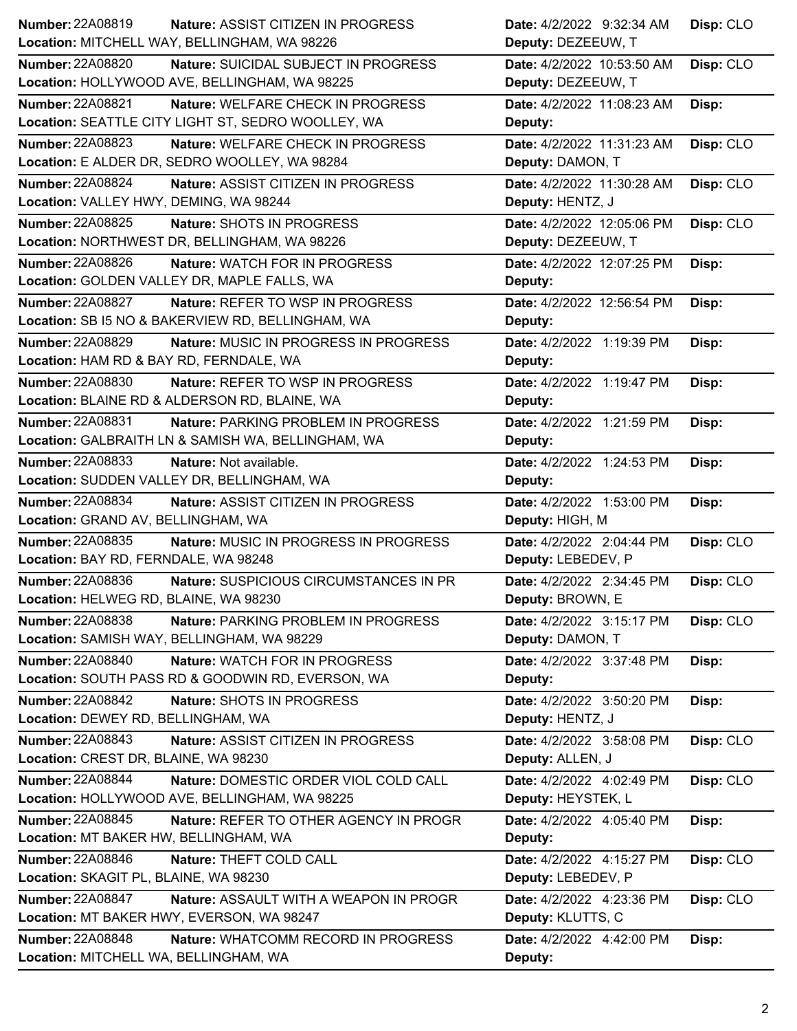| Number | Nature | Location | Date | Deputy | Disp |
|---|---|---|---|---|---|
| 22A08819 | ASSIST CITIZEN IN PROGRESS | MITCHELL WAY, BELLINGHAM, WA 98226 | 4/2/2022 9:32:34 AM | DEZEEUW, T | CLO |
| 22A08820 | SUICIDAL SUBJECT IN PROGRESS | HOLLYWOOD AVE, BELLINGHAM, WA 98225 | 4/2/2022 10:53:50 AM | DEZEEUW, T | CLO |
| 22A08821 | WELFARE CHECK IN PROGRESS | SEATTLE CITY LIGHT ST, SEDRO WOOLLEY, WA | 4/2/2022 11:08:23 AM | | |
| 22A08823 | WELFARE CHECK IN PROGRESS | E ALDER DR, SEDRO WOOLLEY, WA 98284 | 4/2/2022 11:31:23 AM | DAMON, T | CLO |
| 22A08824 | ASSIST CITIZEN IN PROGRESS | VALLEY HWY, DEMING, WA 98244 | 4/2/2022 11:30:28 AM | HENTZ, J | CLO |
| 22A08825 | SHOTS IN PROGRESS | NORTHWEST DR, BELLINGHAM, WA 98226 | 4/2/2022 12:05:06 PM | DEZEEUW, T | CLO |
| 22A08826 | WATCH FOR IN PROGRESS | GOLDEN VALLEY DR, MAPLE FALLS, WA | 4/2/2022 12:07:25 PM | | |
| 22A08827 | REFER TO WSP IN PROGRESS | SB I5 NO & BAKERVIEW RD, BELLINGHAM, WA | 4/2/2022 12:56:54 PM | | |
| 22A08829 | MUSIC IN PROGRESS IN PROGRESS | HAM RD & BAY RD, FERNDALE, WA | 4/2/2022 1:19:39 PM | | |
| 22A08830 | REFER TO WSP IN PROGRESS | BLAINE RD & ALDERSON RD, BLAINE, WA | 4/2/2022 1:19:47 PM | | |
| 22A08831 | PARKING PROBLEM IN PROGRESS | GALBRAITH LN & SAMISH WA, BELLINGHAM, WA | 4/2/2022 1:21:59 PM | | |
| 22A08833 | Not available. | SUDDEN VALLEY DR, BELLINGHAM, WA | 4/2/2022 1:24:53 PM | | |
| 22A08834 | ASSIST CITIZEN IN PROGRESS | GRAND AV, BELLINGHAM, WA | 4/2/2022 1:53:00 PM | HIGH, M | |
| 22A08835 | MUSIC IN PROGRESS IN PROGRESS | BAY RD, FERNDALE, WA 98248 | 4/2/2022 2:04:44 PM | LEBEDEV, P | CLO |
| 22A08836 | SUSPICIOUS CIRCUMSTANCES IN PR | HELWEG RD, BLAINE, WA 98230 | 4/2/2022 2:34:45 PM | BROWN, E | CLO |
| 22A08838 | PARKING PROBLEM IN PROGRESS | SAMISH WAY, BELLINGHAM, WA 98229 | 4/2/2022 3:15:17 PM | DAMON, T | CLO |
| 22A08840 | WATCH FOR IN PROGRESS | SOUTH PASS RD & GOODWIN RD, EVERSON, WA | 4/2/2022 3:37:48 PM | | |
| 22A08842 | SHOTS IN PROGRESS | DEWEY RD, BELLINGHAM, WA | 4/2/2022 3:50:20 PM | HENTZ, J | |
| 22A08843 | ASSIST CITIZEN IN PROGRESS | CREST DR, BLAINE, WA 98230 | 4/2/2022 3:58:08 PM | ALLEN, J | CLO |
| 22A08844 | DOMESTIC ORDER VIOL COLD CALL | HOLLYWOOD AVE, BELLINGHAM, WA 98225 | 4/2/2022 4:02:49 PM | HEYSTEK, L | CLO |
| 22A08845 | REFER TO OTHER AGENCY IN PROGR | MT BAKER HW, BELLINGHAM, WA | 4/2/2022 4:05:40 PM | | |
| 22A08846 | THEFT COLD CALL | SKAGIT PL, BLAINE, WA 98230 | 4/2/2022 4:15:27 PM | LEBEDEV, P | CLO |
| 22A08847 | ASSAULT WITH A WEAPON IN PROGR | MT BAKER HWY, EVERSON, WA 98247 | 4/2/2022 4:23:36 PM | KLUTTS, C | CLO |
| 22A08848 | WHATCOMM RECORD IN PROGRESS | MITCHELL WA, BELLINGHAM, WA | 4/2/2022 4:42:00 PM | | |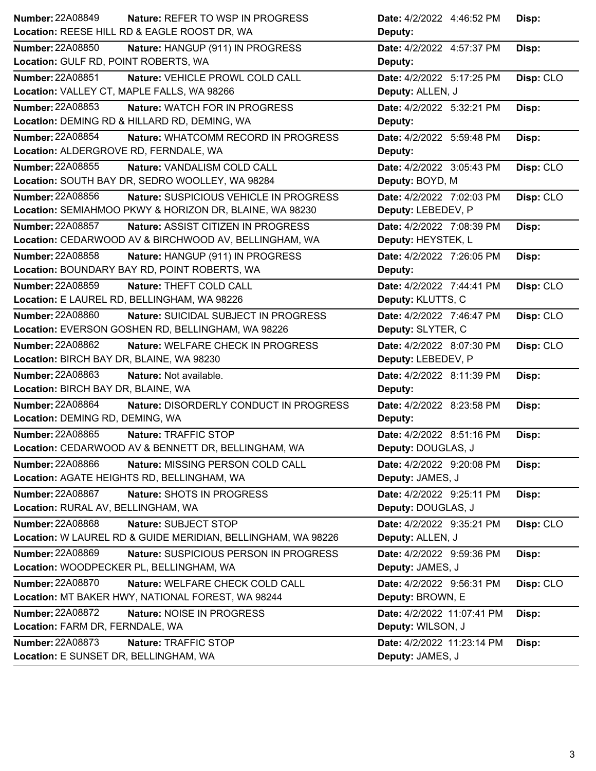**Number:** 22A08849 **Nature:** REFER TO WSP IN PROGRESS **Date:** 4/2/2022 4:46:52 PM **Disp:**
**Location:** REESE HILL RD & EAGLE ROOST DR, WA **Deputy:**

---

**Number:** 22A08850 **Nature:** HANGUP (911) IN PROGRESS **Date:** 4/2/2022 4:57:37 PM **Disp:**
**Location:** GULF RD, POINT ROBERTS, WA **Deputy:**

---

**Number:** 22A08851 **Nature:** VEHICLE PROWL COLD CALL **Date:** 4/2/2022 5:17:25 PM **Disp:** CLO
**Location:** VALLEY CT, MAPLE FALLS, WA 98266 **Deputy:** ALLEN, J

---

**Number:** 22A08853 **Nature:** WATCH FOR IN PROGRESS **Date:** 4/2/2022 5:32:21 PM **Disp:**
**Location:** DEMING RD & HILLARD RD, DEMING, WA **Deputy:**

---

**Number:** 22A08854 **Nature:** WHATCOMM RECORD IN PROGRESS **Date:** 4/2/2022 5:59:48 PM **Disp:**
**Location:** ALDERGROVE RD, FERNDALE, WA **Deputy:**

---

**Number:** 22A08855 **Nature:** VANDALISM COLD CALL **Date:** 4/2/2022 3:05:43 PM **Disp:** CLO
**Location:** SOUTH BAY DR, SEDRO WOOLLEY, WA 98284 **Deputy:** BOYD, M

---

**Number:** 22A08856 **Nature:** SUSPICIOUS VEHICLE IN PROGRESS **Date:** 4/2/2022 7:02:03 PM **Disp:** CLO
**Location:** SEMIAHMOO PKWY & HORIZON DR, BLAINE, WA 98230 **Deputy:** LEBEDEV, P

---

**Number:** 22A08857 **Nature:** ASSIST CITIZEN IN PROGRESS **Date:** 4/2/2022 7:08:39 PM **Disp:**
**Location:** CEDARWOOD AV & BIRCHWOOD AV, BELLINGHAM, WA **Deputy:** HEYSTEK, L

---

**Number:** 22A08858 **Nature:** HANGUP (911) IN PROGRESS **Date:** 4/2/2022 7:26:05 PM **Disp:**
**Location:** BOUNDARY BAY RD, POINT ROBERTS, WA **Deputy:**

---

**Number:** 22A08859 **Nature:** THEFT COLD CALL **Date:** 4/2/2022 7:44:41 PM **Disp:** CLO
**Location:** E LAUREL RD, BELLINGHAM, WA 98226 **Deputy:** KLUTTS, C

---

**Number:** 22A08860 **Nature:** SUICIDAL SUBJECT IN PROGRESS **Date:** 4/2/2022 7:46:47 PM **Disp:** CLO
**Location:** EVERSON GOSHEN RD, BELLINGHAM, WA 98226 **Deputy:** SLYTER, C

---

**Number:** 22A08862 **Nature:** WELFARE CHECK IN PROGRESS **Date:** 4/2/2022 8:07:30 PM **Disp:** CLO
**Location:** BIRCH BAY DR, BLAINE, WA 98230 **Deputy:** LEBEDEV, P

---

**Number:** 22A08863 **Nature:** Not available. **Date:** 4/2/2022 8:11:39 PM **Disp:**
**Location:** BIRCH BAY DR, BLAINE, WA **Deputy:**

---

**Number:** 22A08864 **Nature:** DISORDERLY CONDUCT IN PROGRESS **Date:** 4/2/2022 8:23:58 PM **Disp:**
**Location:** DEMING RD, DEMING, WA **Deputy:**

---

**Number:** 22A08865 **Nature:** TRAFFIC STOP **Date:** 4/2/2022 8:51:16 PM **Disp:**
**Location:** CEDARWOOD AV & BENNETT DR, BELLINGHAM, WA **Deputy:** DOUGLAS, J

---

**Number:** 22A08866 **Nature:** MISSING PERSON COLD CALL **Date:** 4/2/2022 9:20:08 PM **Disp:**
**Location:** AGATE HEIGHTS RD, BELLINGHAM, WA **Deputy:** JAMES, J

---

**Number:** 22A08867 **Nature:** SHOTS IN PROGRESS **Date:** 4/2/2022 9:25:11 PM **Disp:**
**Location:** RURAL AV, BELLINGHAM, WA **Deputy:** DOUGLAS, J

---

**Number:** 22A08868 **Nature:** SUBJECT STOP **Date:** 4/2/2022 9:35:21 PM **Disp:** CLO
**Location:** W LAUREL RD & GUIDE MERIDIAN, BELLINGHAM, WA 98226 **Deputy:** ALLEN, J

---

**Number:** 22A08869 **Nature:** SUSPICIOUS PERSON IN PROGRESS **Date:** 4/2/2022 9:59:36 PM **Disp:**
**Location:** WOODPECKER PL, BELLINGHAM, WA **Deputy:** JAMES, J

---

**Number:** 22A08870 **Nature:** WELFARE CHECK COLD CALL **Date:** 4/2/2022 9:56:31 PM **Disp:** CLO
**Location:** MT BAKER HWY, NATIONAL FOREST, WA 98244 **Deputy:** BROWN, E

---

**Number:** 22A08872 **Nature:** NOISE IN PROGRESS **Date:** 4/2/2022 11:07:41 PM **Disp:**
**Location:** FARM DR, FERNDALE, WA **Deputy:** WILSON, J

---

**Number:** 22A08873 **Nature:** TRAFFIC STOP **Date:** 4/2/2022 11:23:14 PM **Disp:**
**Location:** E SUNSET DR, BELLINGHAM, WA **Deputy:** JAMES, J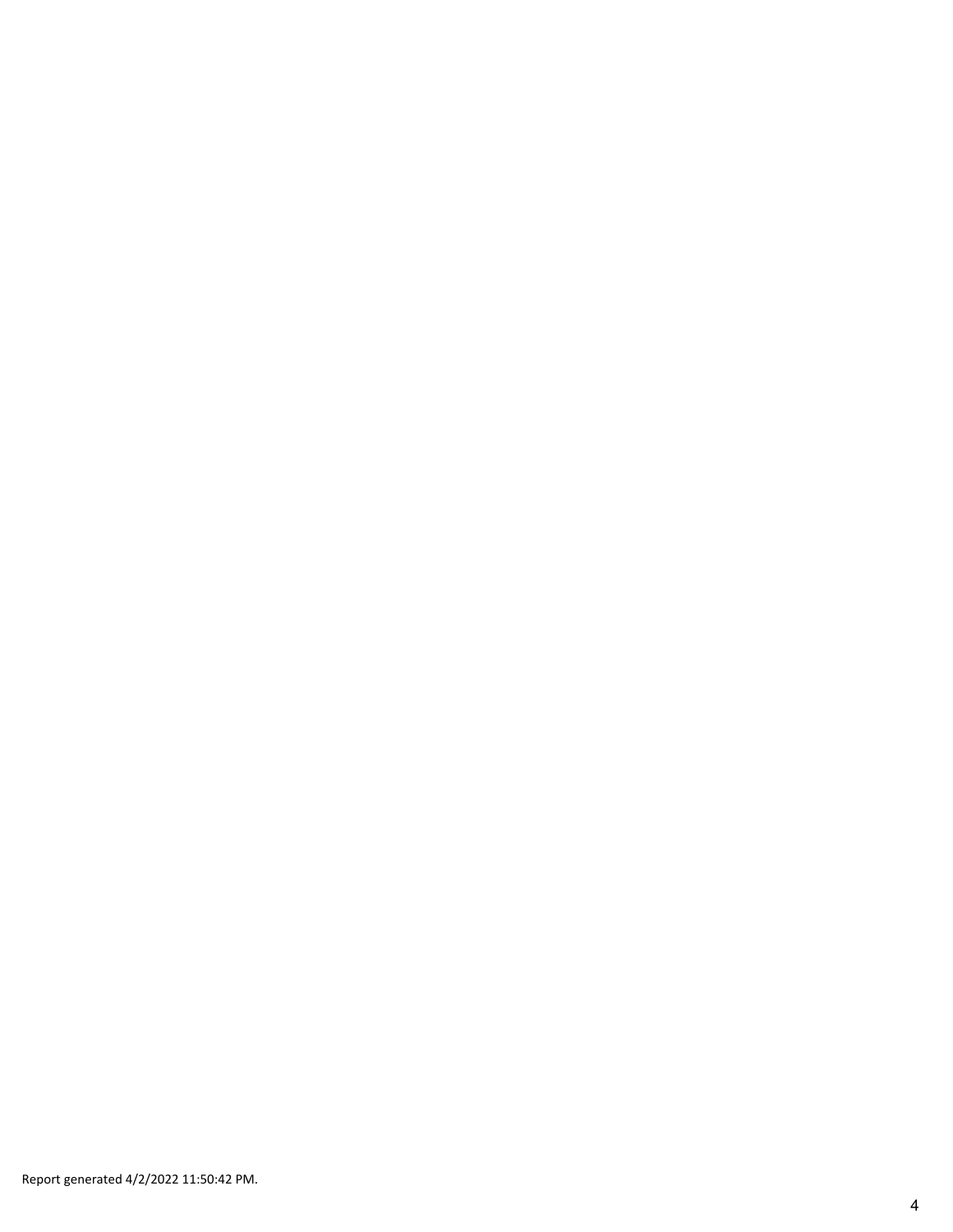Report generated 4/2/2022 11:50:42 PM.